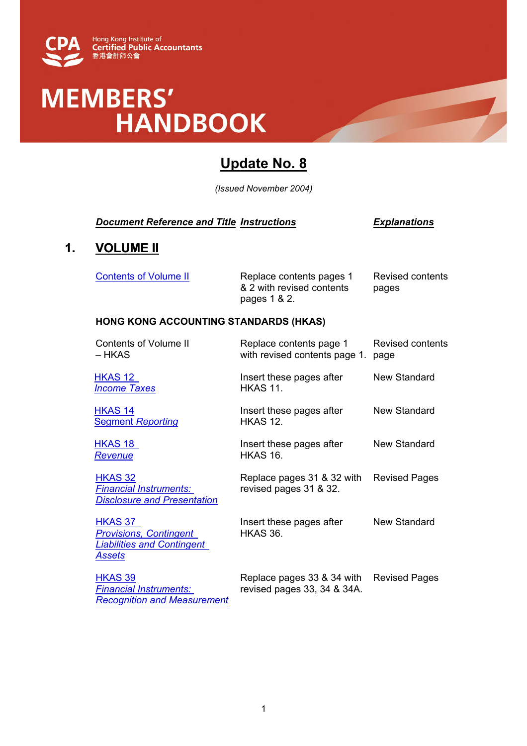Hong Kong Institute of Certified Public Accountants
香港會計師公會

# MEMBERS' HANDBOOK

## Update No. 8

*(Issued November 2004)*

| ***Document Reference and Title*** | ***Instructions*** | ***Explanations*** |
|---|---|---|
| **1. VOLUME II** | | |
| Contents of Volume II | Replace contents pages 1 & 2 with revised contents pages 1 & 2. | Revised contents pages |
| **HONG KONG ACCOUNTING STANDARDS (HKAS)** | | |
| Contents of Volume II – HKAS | Replace contents page 1 with revised contents page 1. | Revised contents page |
| HKAS 12 *Income Taxes* | Insert these pages after HKAS 11. | New Standard |
| HKAS 14 Segment Reporting | Insert these pages after HKAS 12. | New Standard |
| HKAS 18 *Revenue* | Insert these pages after HKAS 16. | New Standard |
| HKAS 32 *Financial Instruments: Disclosure and Presentation* | Replace pages 31 & 32 with revised pages 31 & 32. | Revised Pages |
| HKAS 37 *Provisions, Contingent Liabilities and Contingent Assets* | Insert these pages after HKAS 36. | New Standard |
| HKAS 39 *Financial Instruments: Recognition and Measurement* | Replace pages 33 & 34 with revised pages 33, 34 & 34A. | Revised Pages |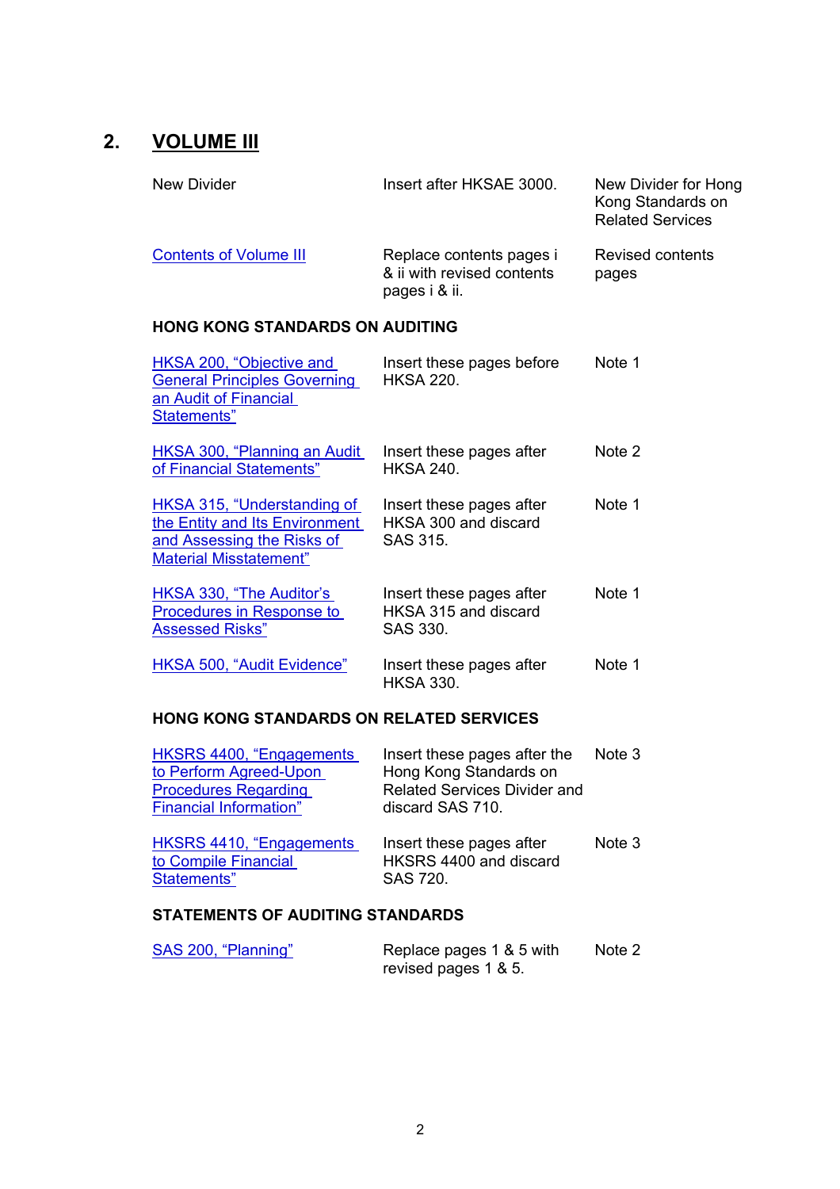## 2. VOLUME III

| | | |
|---|---|---|
| New Divider | Insert after HKSAE 3000. | New Divider for Hong Kong Standards on Related Services |
| Contents of Volume III | Replace contents pages i & ii with revised contents pages i & ii. | Revised contents pages |
| **HONG KONG STANDARDS ON AUDITING** | | |
| HKSA 200, "Objective and General Principles Governing an Audit of Financial Statements" | Insert these pages before HKSA 220. | Note 1 |
| HKSA 300, "Planning an Audit of Financial Statements" | Insert these pages after HKSA 240. | Note 2 |
| HKSA 315, "Understanding of the Entity and Its Environment and Assessing the Risks of Material Misstatement" | Insert these pages after HKSA 300 and discard SAS 315. | Note 1 |
| HKSA 330, "The Auditor's Procedures in Response to Assessed Risks" | Insert these pages after HKSA 315 and discard SAS 330. | Note 1 |
| HKSA 500, "Audit Evidence" | Insert these pages after HKSA 330. | Note 1 |
| **HONG KONG STANDARDS ON RELATED SERVICES** | | |
| HKSRS 4400, "Engagements to Perform Agreed-Upon Procedures Regarding Financial Information" | Insert these pages after the Hong Kong Standards on Related Services Divider and discard SAS 710. | Note 3 |
| HKSRS 4410, "Engagements to Compile Financial Statements" | Insert these pages after HKSRS 4400 and discard SAS 720. | Note 3 |
| **STATEMENTS OF AUDITING STANDARDS** | | |
| SAS 200, "Planning" | Replace pages 1 & 5 with revised pages 1 & 5. | Note 2 |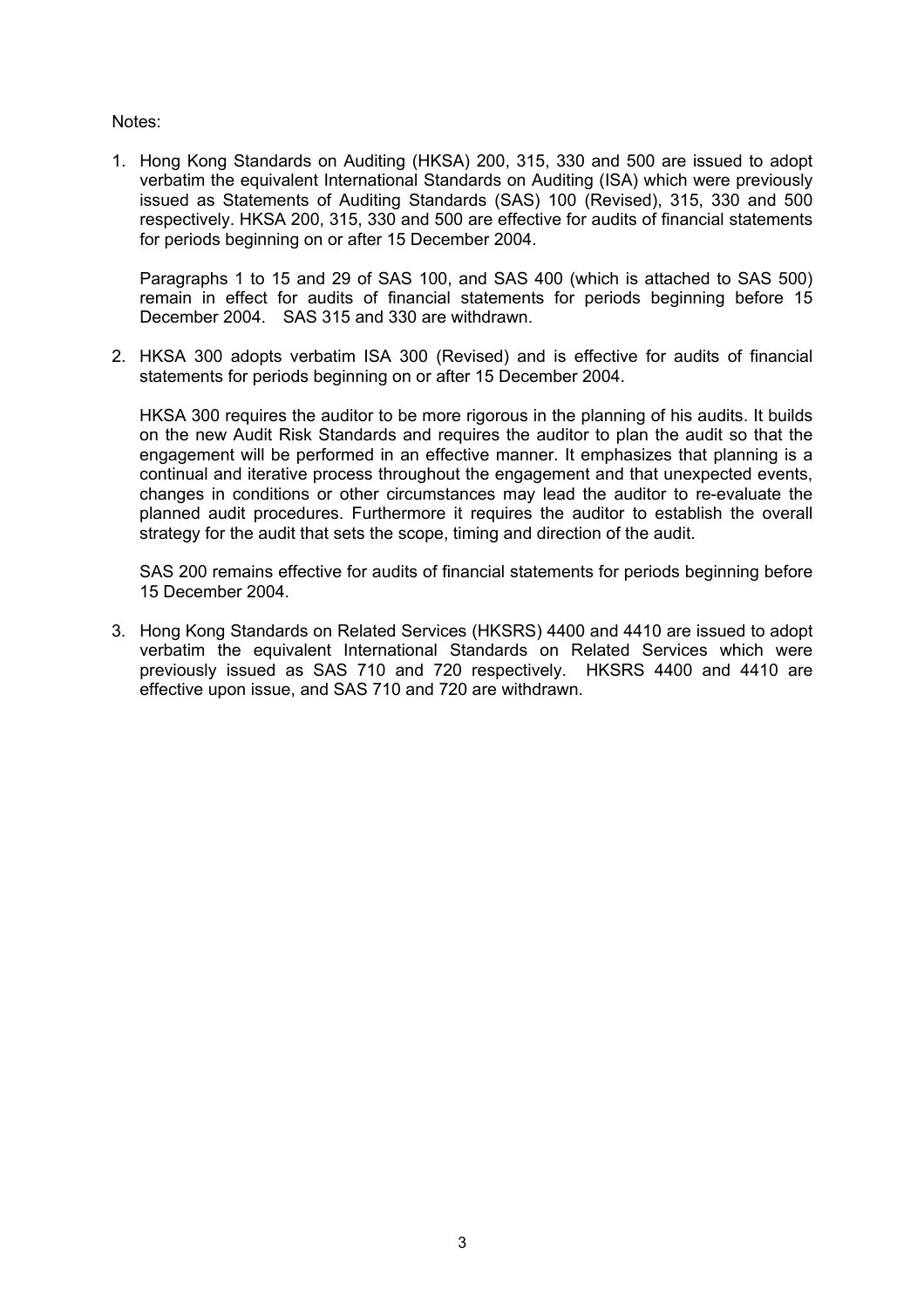Notes:

1. Hong Kong Standards on Auditing (HKSA) 200, 315, 330 and 500 are issued to adopt verbatim the equivalent International Standards on Auditing (ISA) which were previously issued as Statements of Auditing Standards (SAS) 100 (Revised), 315, 330 and 500 respectively. HKSA 200, 315, 330 and 500 are effective for audits of financial statements for periods beginning on or after 15 December 2004.

   Paragraphs 1 to 15 and 29 of SAS 100, and SAS 400 (which is attached to SAS 500) remain in effect for audits of financial statements for periods beginning before 15 December 2004. SAS 315 and 330 are withdrawn.

2. HKSA 300 adopts verbatim ISA 300 (Revised) and is effective for audits of financial statements for periods beginning on or after 15 December 2004.

   HKSA 300 requires the auditor to be more rigorous in the planning of his audits. It builds on the new Audit Risk Standards and requires the auditor to plan the audit so that the engagement will be performed in an effective manner. It emphasizes that planning is a continual and iterative process throughout the engagement and that unexpected events, changes in conditions or other circumstances may lead the auditor to re-evaluate the planned audit procedures. Furthermore it requires the auditor to establish the overall strategy for the audit that sets the scope, timing and direction of the audit.

   SAS 200 remains effective for audits of financial statements for periods beginning before 15 December 2004.

3. Hong Kong Standards on Related Services (HKSRS) 4400 and 4410 are issued to adopt verbatim the equivalent International Standards on Related Services which were previously issued as SAS 710 and 720 respectively. HKSRS 4400 and 4410 are effective upon issue, and SAS 710 and 720 are withdrawn.